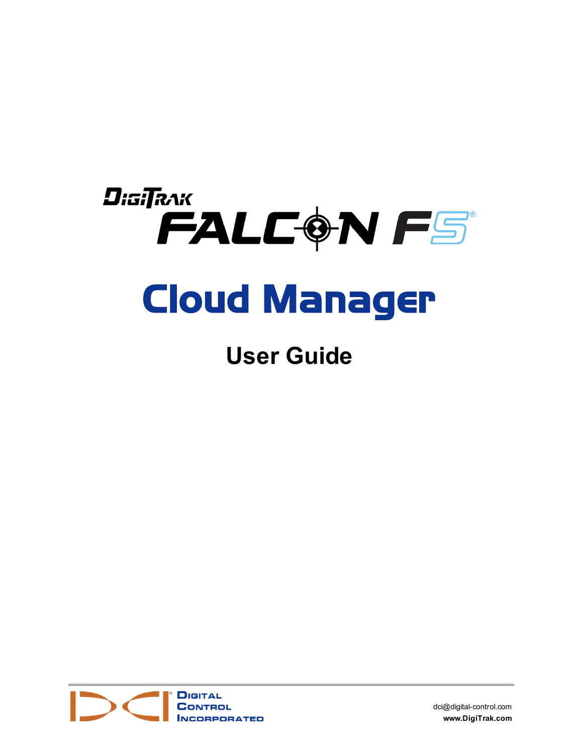# DigiTrak Falcon F5®

# Cloud Manager

## User Guide

Digital Control Incorporated

dci@digital-control.com

**www.DigiTrak.com**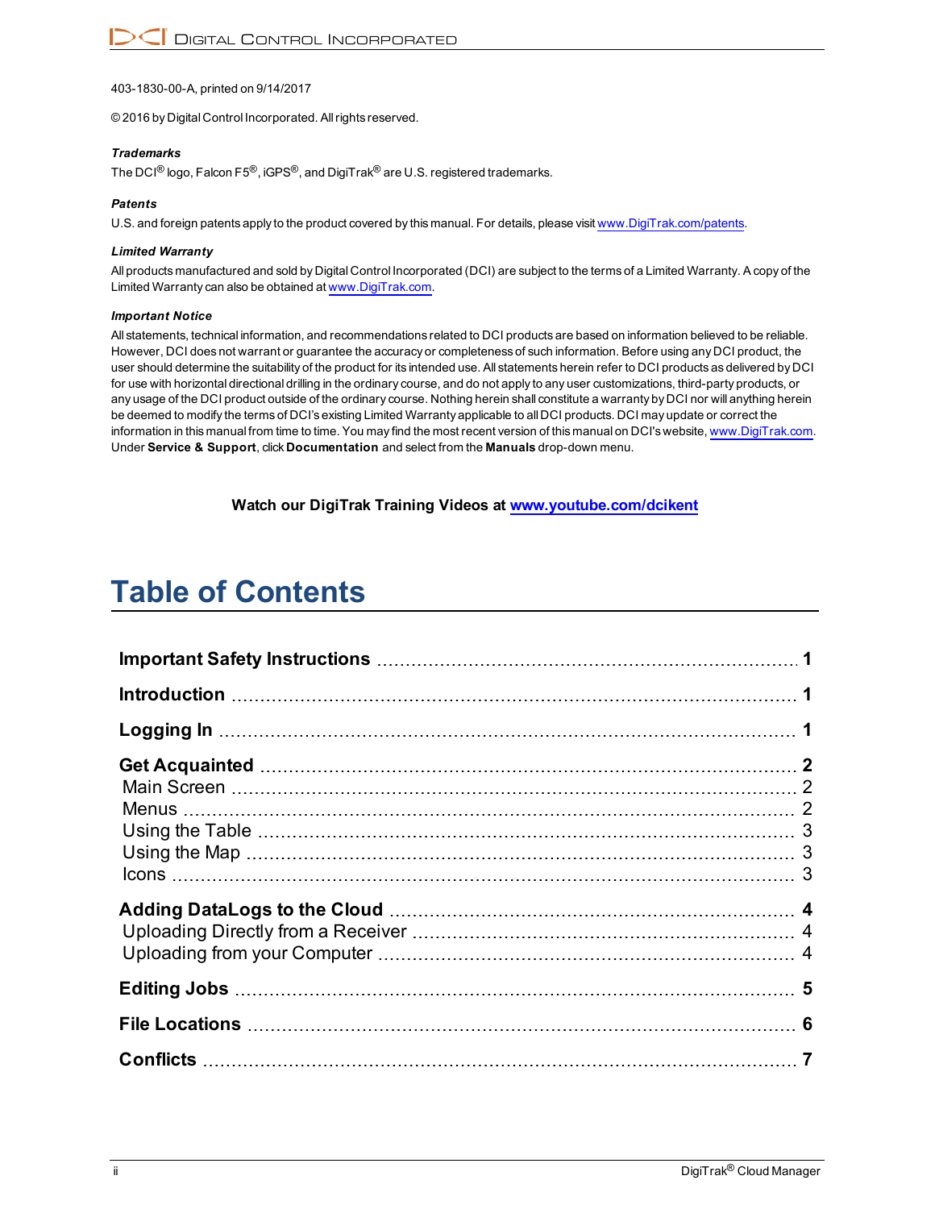403-1830-00-A, printed on 9/14/2017

© 2016 by Digital Control Incorporated. All rights reserved.

***Trademarks***

The DCI® logo, Falcon F5®, iGPS®, and DigiTrak® are U.S. registered trademarks.

***Patents***

U.S. and foreign patents apply to the product covered by this manual. For details, please visit www.DigiTrak.com/patents.

***Limited Warranty***

All products manufactured and sold by Digital Control Incorporated (DCI) are subject to the terms of a Limited Warranty. A copy of the Limited Warranty can also be obtained at www.DigiTrak.com.

***Important Notice***

All statements, technical information, and recommendations related to DCI products are based on information believed to be reliable. However, DCI does not warrant or guarantee the accuracy or completeness of such information. Before using any DCI product, the user should determine the suitability of the product for its intended use. All statements herein refer to DCI products as delivered by DCI for use with horizontal directional drilling in the ordinary course, and do not apply to any user customizations, third-party products, or any usage of the DCI product outside of the ordinary course. Nothing herein shall constitute a warranty by DCI nor will anything herein be deemed to modify the terms of DCI's existing Limited Warranty applicable to all DCI products. DCI may update or correct the information in this manual from time to time. You may find the most recent version of this manual on DCI's website, www.DigiTrak.com. Under **Service & Support**, click **Documentation** and select from the **Manuals** drop-down menu.

**Watch our DigiTrak Training Videos at www.youtube.com/dcikent**

# Table of Contents

**Important Safety Instructions** ..... **1**

**Introduction** ..... **1**

**Logging In** ..... **1**

**Get Acquainted** ..... **2**
- Main Screen ..... 2
- Menus ..... 2
- Using the Table ..... 3
- Using the Map ..... 3
- Icons ..... 3

**Adding DataLogs to the Cloud** ..... **4**
- Uploading Directly from a Receiver ..... 4
- Uploading from your Computer ..... 4

**Editing Jobs** ..... **5**

**File Locations** ..... **6**

**Conflicts** ..... **7**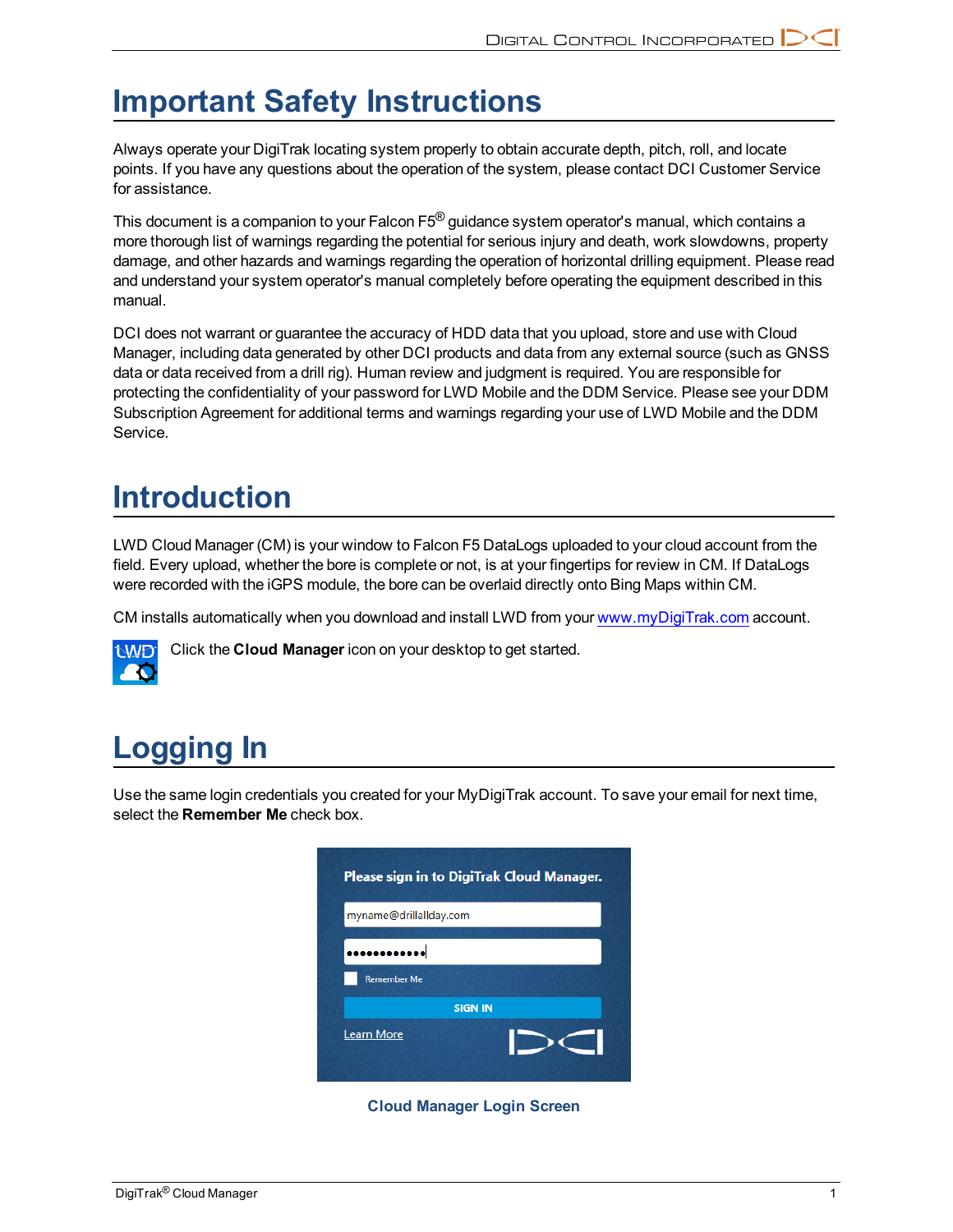# Important Safety Instructions

Always operate your DigiTrak locating system properly to obtain accurate depth, pitch, roll, and locate points. If you have any questions about the operation of the system, please contact DCI Customer Service for assistance.

This document is a companion to your Falcon F5® guidance system operator's manual, which contains a more thorough list of warnings regarding the potential for serious injury and death, work slowdowns, property damage, and other hazards and warnings regarding the operation of horizontal drilling equipment. Please read and understand your system operator's manual completely before operating the equipment described in this manual.

DCI does not warrant or guarantee the accuracy of HDD data that you upload, store and use with Cloud Manager, including data generated by other DCI products and data from any external source (such as GNSS data or data received from a drill rig). Human review and judgment is required. You are responsible for protecting the confidentiality of your password for LWD Mobile and the DDM Service. Please see your DDM Subscription Agreement for additional terms and warnings regarding your use of LWD Mobile and the DDM Service.

# Introduction

LWD Cloud Manager (CM) is your window to Falcon F5 DataLogs uploaded to your cloud account from the field. Every upload, whether the bore is complete or not, is at your fingertips for review in CM. If DataLogs were recorded with the iGPS module, the bore can be overlaid directly onto Bing Maps within CM.

CM installs automatically when you download and install LWD from your www.myDigiTrak.com account.

Click the **Cloud Manager** icon on your desktop to get started.

# Logging In

Use the same login credentials you created for your MyDigiTrak account. To save your email for next time, select the **Remember Me** check box.

Cloud Manager Login Screen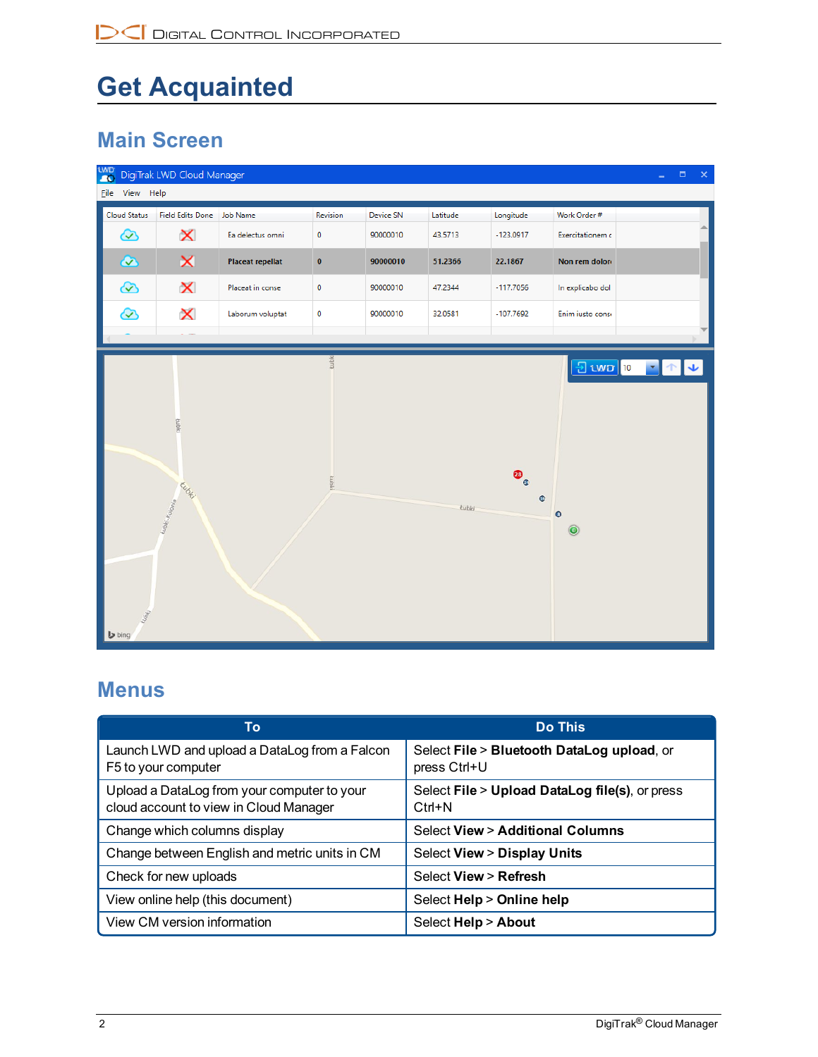# Get Acquainted

## Main Screen

## Menus

| To | Do This |
| --- | --- |
| Launch LWD and upload a DataLog from a Falcon F5 to your computer | Select **File** > **Bluetooth DataLog upload**, or press Ctrl+U |
| Upload a DataLog from your computer to your cloud account to view in Cloud Manager | Select **File** > **Upload DataLog file(s)**, or press Ctrl+N |
| Change which columns display | Select **View** > **Additional Columns** |
| Change between English and metric units in CM | Select **View** > **Display Units** |
| Check for new uploads | Select **View** > **Refresh** |
| View online help (this document) | Select **Help** > **Online help** |
| View CM version information | Select **Help** > **About** |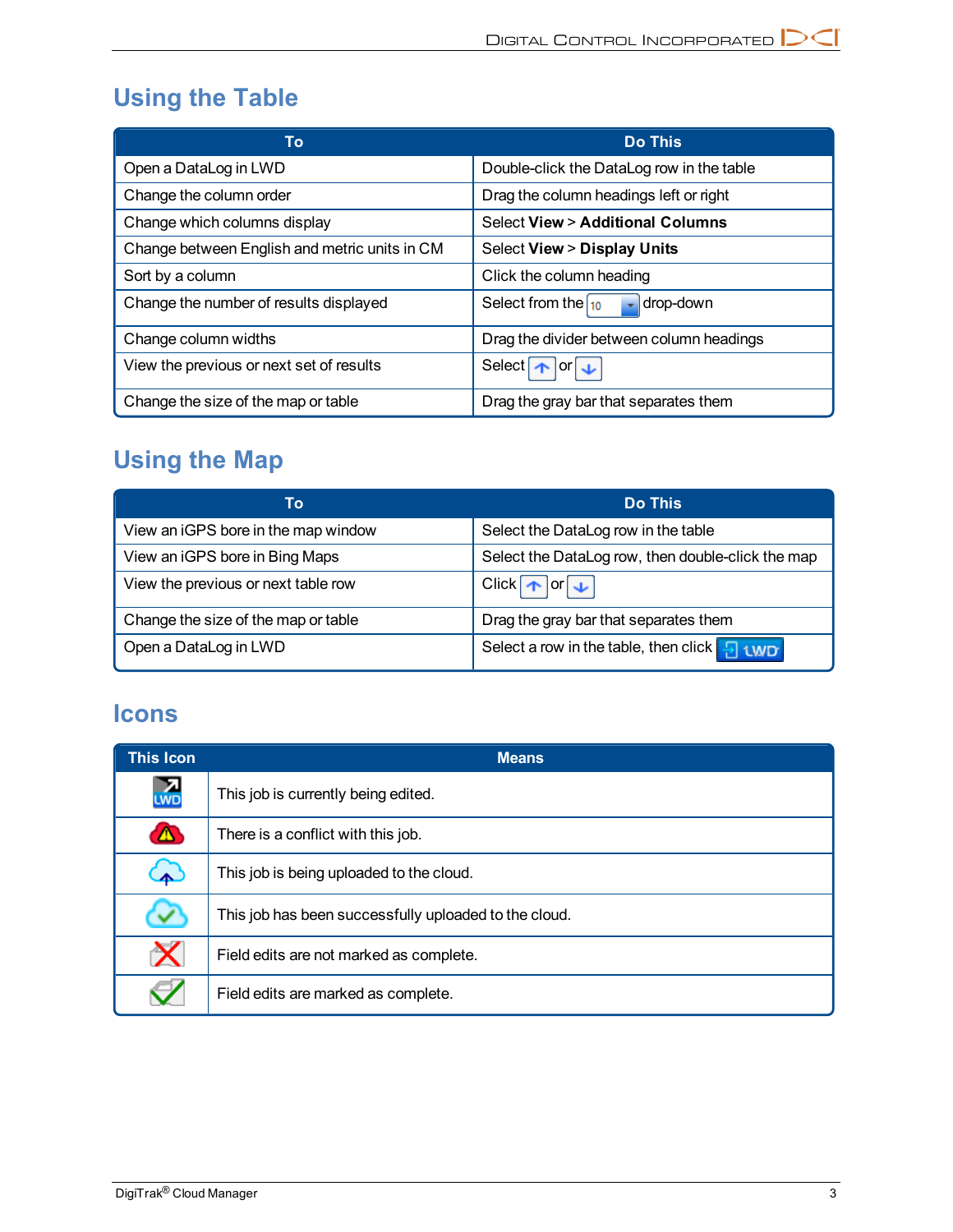## Using the Table

| To | Do This |
|---|---|
| Open a DataLog in LWD | Double-click the DataLog row in the table |
| Change the column order | Drag the column headings left or right |
| Change which columns display | Select **View** > **Additional Columns** |
| Change between English and metric units in CM | Select **View** > **Display Units** |
| Sort by a column | Click the column heading |
| Change the number of results displayed | Select from the 10 drop-down |
| Change column widths | Drag the divider between column headings |
| View the previous or next set of results | Select ↑ or ↓ |
| Change the size of the map or table | Drag the gray bar that separates them |

## Using the Map

| To | Do This |
|---|---|
| View an iGPS bore in the map window | Select the DataLog row in the table |
| View an iGPS bore in Bing Maps | Select the DataLog row, then double-click the map |
| View the previous or next table row | Click ↑ or ↓ |
| Change the size of the map or table | Drag the gray bar that separates them |
| Open a DataLog in LWD | Select a row in the table, then click LWD |

## Icons

| This Icon | Means |
|---|---|
| LWD | This job is currently being edited. |
| | There is a conflict with this job. |
| | This job is being uploaded to the cloud. |
| | This job has been successfully uploaded to the cloud. |
| | Field edits are not marked as complete. |
| | Field edits are marked as complete. |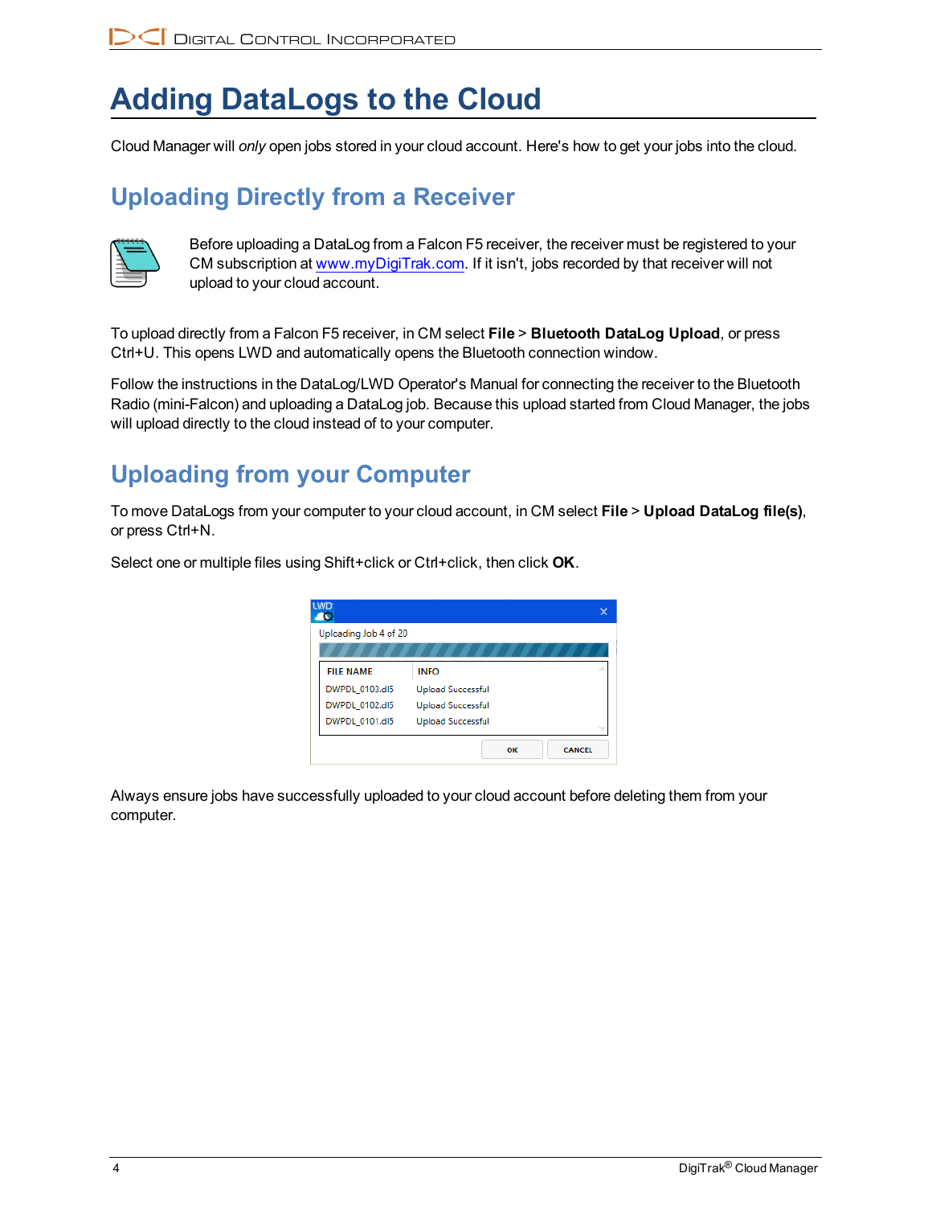# Adding DataLogs to the Cloud

Cloud Manager will *only* open jobs stored in your cloud account. Here's how to get your jobs into the cloud.

## Uploading Directly from a Receiver

Before uploading a DataLog from a Falcon F5 receiver, the receiver must be registered to your CM subscription at www.myDigiTrak.com. If it isn't, jobs recorded by that receiver will not upload to your cloud account.

To upload directly from a Falcon F5 receiver, in CM select **File** > **Bluetooth DataLog Upload**, or press Ctrl+U. This opens LWD and automatically opens the Bluetooth connection window.

Follow the instructions in the DataLog/LWD Operator's Manual for connecting the receiver to the Bluetooth Radio (mini-Falcon) and uploading a DataLog job. Because this upload started from Cloud Manager, the jobs will upload directly to the cloud instead of to your computer.

## Uploading from your Computer

To move DataLogs from your computer to your cloud account, in CM select **File** > **Upload DataLog file(s)**, or press Ctrl+N.

Select one or multiple files using Shift+click or Ctrl+click, then click **OK**.

Always ensure jobs have successfully uploaded to your cloud account before deleting them from your computer.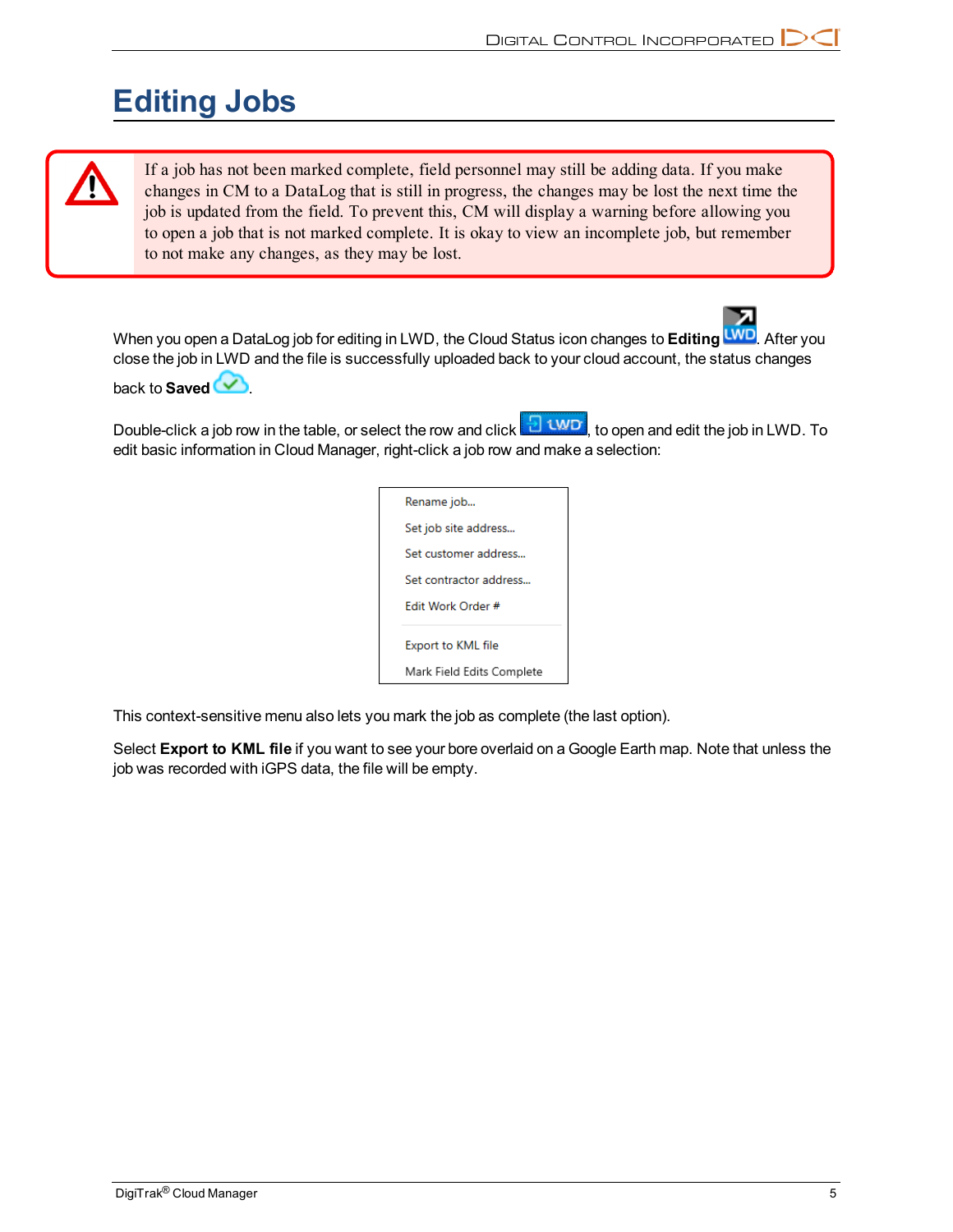# Editing Jobs

> If a job has not been marked complete, field personnel may still be adding data. If you make changes in CM to a DataLog that is still in progress, the changes may be lost the next time the job is updated from the field. To prevent this, CM will display a warning before allowing you to open a job that is not marked complete. It is okay to view an incomplete job, but remember to not make any changes, as they may be lost.

When you open a DataLog job for editing in LWD, the Cloud Status icon changes to **Editing**. After you close the job in LWD and the file is successfully uploaded back to your cloud account, the status changes back to **Saved**.

Double-click a job row in the table, or select the row and click LWD, to open and edit the job in LWD. To edit basic information in Cloud Manager, right-click a job row and make a selection:

- Rename job...
- Set job site address...
- Set customer address...
- Set contractor address...
- Edit Work Order #
- Export to KML file
- Mark Field Edits Complete

This context-sensitive menu also lets you mark the job as complete (the last option).

Select **Export to KML file** if you want to see your bore overlaid on a Google Earth map. Note that unless the job was recorded with iGPS data, the file will be empty.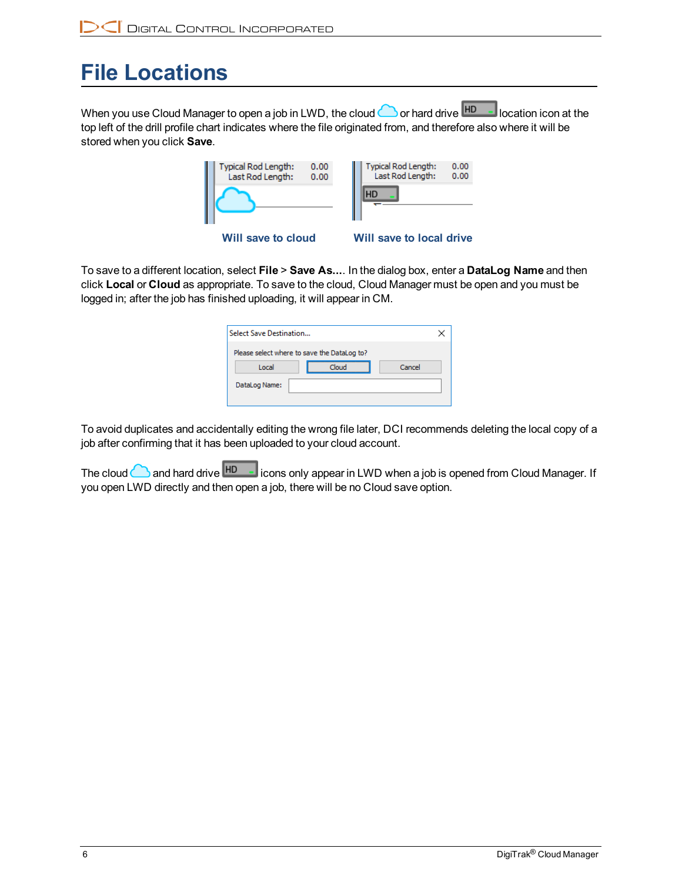# File Locations

When you use Cloud Manager to open a job in LWD, the cloud or hard drive HD location icon at the top left of the drill profile chart indicates where the file originated from, and therefore also where it will be stored when you click **Save**.

**Will save to cloud** **Will save to local drive**

To save to a different location, select **File** > **Save As...**. In the dialog box, enter a **DataLog Name** and then click **Local** or **Cloud** as appropriate. To save to the cloud, Cloud Manager must be open and you must be logged in; after the job has finished uploading, it will appear in CM.

To avoid duplicates and accidentally editing the wrong file later, DCI recommends deleting the local copy of a job after confirming that it has been uploaded to your cloud account.

The cloud and hard drive HD icons only appear in LWD when a job is opened from Cloud Manager. If you open LWD directly and then open a job, there will be no Cloud save option.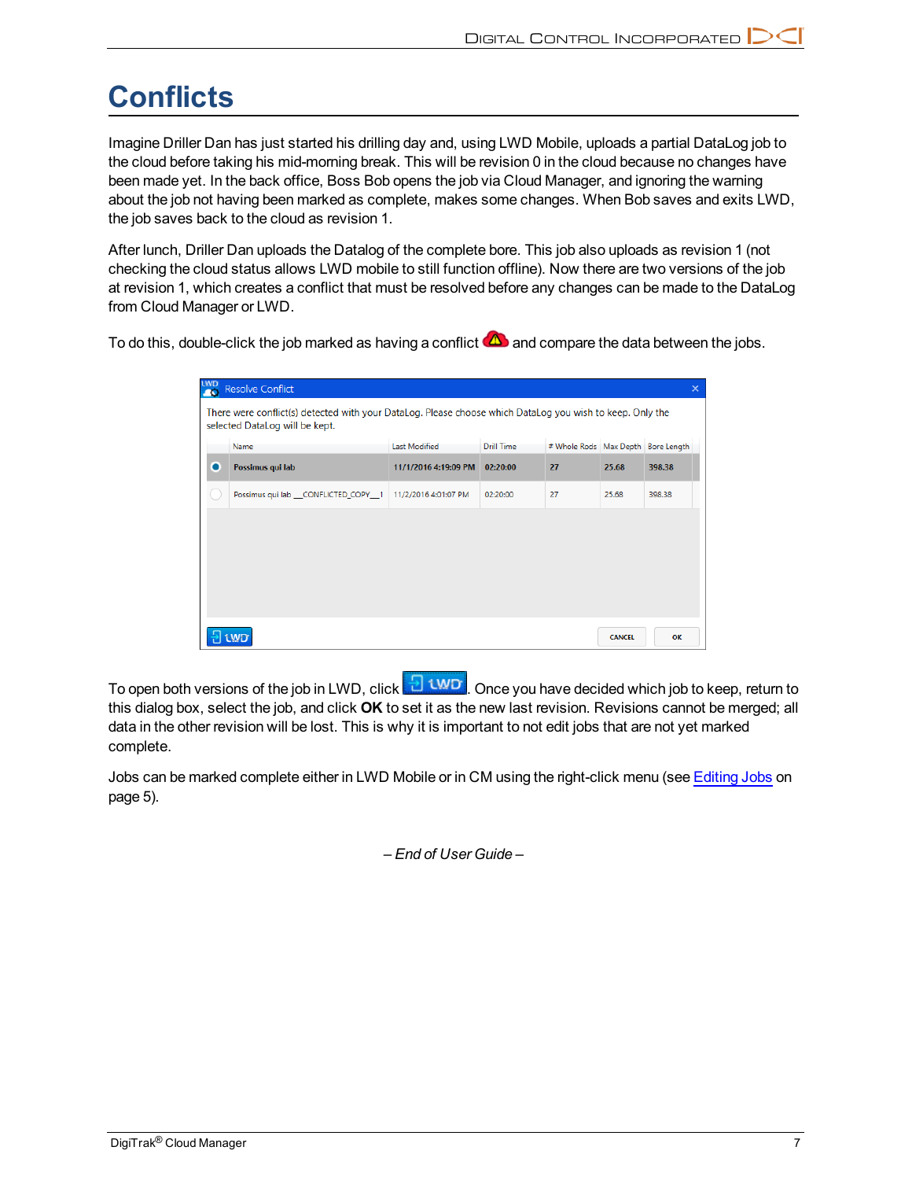# Conflicts

Imagine Driller Dan has just started his drilling day and, using LWD Mobile, uploads a partial DataLog job to the cloud before taking his mid-morning break. This will be revision 0 in the cloud because no changes have been made yet. In the back office, Boss Bob opens the job via Cloud Manager, and ignoring the warning about the job not having been marked as complete, makes some changes. When Bob saves and exits LWD, the job saves back to the cloud as revision 1.

After lunch, Driller Dan uploads the Datalog of the complete bore. This job also uploads as revision 1 (not checking the cloud status allows LWD mobile to still function offline). Now there are two versions of the job at revision 1, which creates a conflict that must be resolved before any changes can be made to the DataLog from Cloud Manager or LWD.

To do this, double-click the job marked as having a conflict and compare the data between the jobs.

Resolve Conflict

There were conflict(s) detected with your DataLog. Please choose which DataLog you wish to keep. Only the selected DataLog will be kept.

| | Name | Last Modified | Drill Time | # Whole Rods | Max Depth | Bore Length |
|---|---|---|---|---|---|---|
| ● | Possimus qui lab | 11/1/2016 4:19:09 PM | 02:20:00 | 27 | 25.68 | 398.38 |
| ○ | Possimus qui lab __CONFLICTED_COPY__1 | 11/2/2016 4:01:07 PM | 02:20:00 | 27 | 25.68 | 398.38 |

LWD CANCEL OK

To open both versions of the job in LWD, click LWD. Once you have decided which job to keep, return to this dialog box, select the job, and click **OK** to set it as the new last revision. Revisions cannot be merged; all data in the other revision will be lost. This is why it is important to not edit jobs that are not yet marked complete.

Jobs can be marked complete either in LWD Mobile or in CM using the right-click menu (see Editing Jobs on page 5).

*– End of User Guide –*